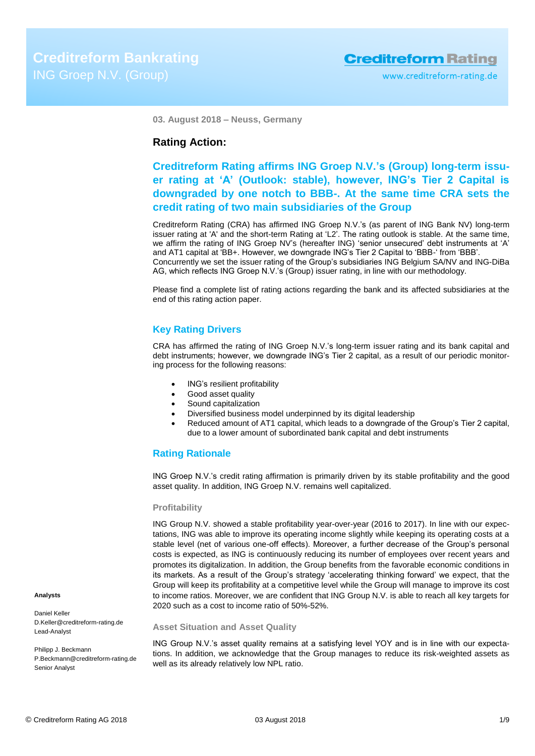# Creditreform Bankrating

ING Groep N.V. (Group)

**Creditreform Rating**

www.creditreform-rating.de

**03. August 2018 – Neuss, Germany**

## Rating Action:

### Creditreform Rating affirms ING Groep N.V.'s (Group) long-term issuer rating at 'A' (Outlook: stable), however, ING's Tier 2 Capital is downgraded by one notch to BBB-. At the same time CRA sets the credit rating of two main subsidiaries of the Group

Creditreform Rating (CRA) has affirmed ING Groep N.V.'s (as parent of ING Bank NV) long-term issuer rating at 'A' and the short-term Rating at 'L2'. The rating outlook is stable. At the same time, we affirm the rating of ING Groep NV's (hereafter ING) 'senior unsecured' debt instruments at 'A' and AT1 capital at 'BB+. However, we downgrade ING's Tier 2 Capital to 'BBB-' from 'BBB'. Concurrently we set the issuer rating of the Group's subsidiaries ING Belgium SA/NV and ING-DiBa AG, which reflects ING Groep N.V.'s (Group) issuer rating, in line with our methodology.

Please find a complete list of rating actions regarding the bank and its affected subsidiaries at the end of this rating action paper.

### Key Rating Drivers

CRA has affirmed the rating of ING Groep N.V.'s long-term issuer rating and its bank capital and debt instruments; however, we downgrade ING's Tier 2 capital, as a result of our periodic monitoring process for the following reasons:

- ING's resilient profitability
- Good asset quality
- Sound capitalization
- Diversified business model underpinned by its digital leadership
- Reduced amount of AT1 capital, which leads to a downgrade of the Group's Tier 2 capital, due to a lower amount of subordinated bank capital and debt instruments

### Rating Rationale

ING Groep N.V.'s credit rating affirmation is primarily driven by its stable profitability and the good asset quality. In addition, ING Groep N.V. remains well capitalized.

#### Profitability

ING Group N.V. showed a stable profitability year-over-year (2016 to 2017). In line with our expectations, ING was able to improve its operating income slightly while keeping its operating costs at a stable level (net of various one-off effects). Moreover, a further decrease of the Group's personal costs is expected, as ING is continuously reducing its number of employees over recent years and promotes its digitalization. In addition, the Group benefits from the favorable economic conditions in its markets. As a result of the Group's strategy 'accelerating thinking forward' we expect, that the Group will keep its profitability at a competitive level while the Group will manage to improve its cost to income ratios. Moreover, we are confident that ING Group N.V. is able to reach all key targets for 2020 such as a cost to income ratio of 50%-52%.

#### Asset Situation and Asset Quality

ING Group N.V.'s asset quality remains at a satisfying level YOY and is in line with our expectations. In addition, we acknowledge that the Group manages to reduce its risk-weighted assets as well as its already relatively low NPL ratio.

**Analysts**

Daniel Keller
D.Keller@creditreform-rating.de
Lead-Analyst

Philipp J. Beckmann
P.Beckmann@creditreform-rating.de
Senior Analyst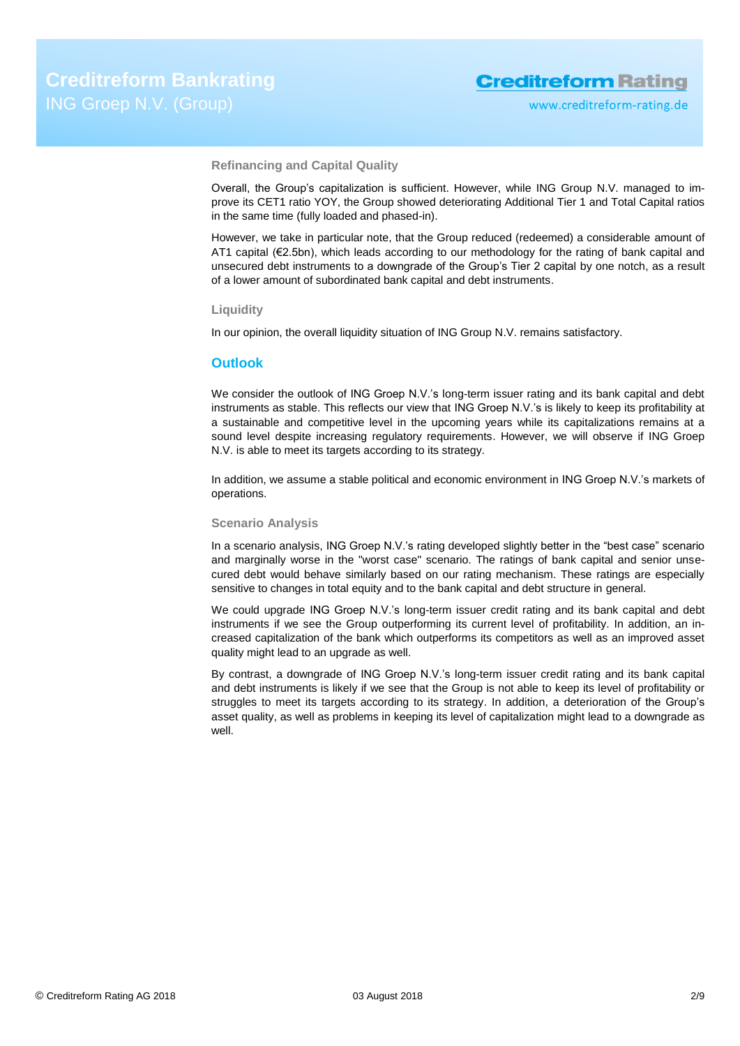### Refinancing and Capital Quality

Overall, the Group's capitalization is sufficient. However, while ING Group N.V. managed to improve its CET1 ratio YOY, the Group showed deteriorating Additional Tier 1 and Total Capital ratios in the same time (fully loaded and phased-in).

However, we take in particular note, that the Group reduced (redeemed) a considerable amount of AT1 capital (€2.5bn), which leads according to our methodology for the rating of bank capital and unsecured debt instruments to a downgrade of the Group's Tier 2 capital by one notch, as a result of a lower amount of subordinated bank capital and debt instruments.

### Liquidity

In our opinion, the overall liquidity situation of ING Group N.V. remains satisfactory.

## Outlook

We consider the outlook of ING Groep N.V.'s long-term issuer rating and its bank capital and debt instruments as stable. This reflects our view that ING Groep N.V.'s is likely to keep its profitability at a sustainable and competitive level in the upcoming years while its capitalizations remains at a sound level despite increasing regulatory requirements. However, we will observe if ING Groep N.V. is able to meet its targets according to its strategy.

In addition, we assume a stable political and economic environment in ING Groep N.V.'s markets of operations.

### Scenario Analysis

In a scenario analysis, ING Groep N.V.'s rating developed slightly better in the "best case" scenario and marginally worse in the "worst case" scenario. The ratings of bank capital and senior unsecured debt would behave similarly based on our rating mechanism. These ratings are especially sensitive to changes in total equity and to the bank capital and debt structure in general.

We could upgrade ING Groep N.V.'s long-term issuer credit rating and its bank capital and debt instruments if we see the Group outperforming its current level of profitability. In addition, an increased capitalization of the bank which outperforms its competitors as well as an improved asset quality might lead to an upgrade as well.

By contrast, a downgrade of ING Groep N.V.'s long-term issuer credit rating and its bank capital and debt instruments is likely if we see that the Group is not able to keep its level of profitability or struggles to meet its targets according to its strategy. In addition, a deterioration of the Group's asset quality, as well as problems in keeping its level of capitalization might lead to a downgrade as well.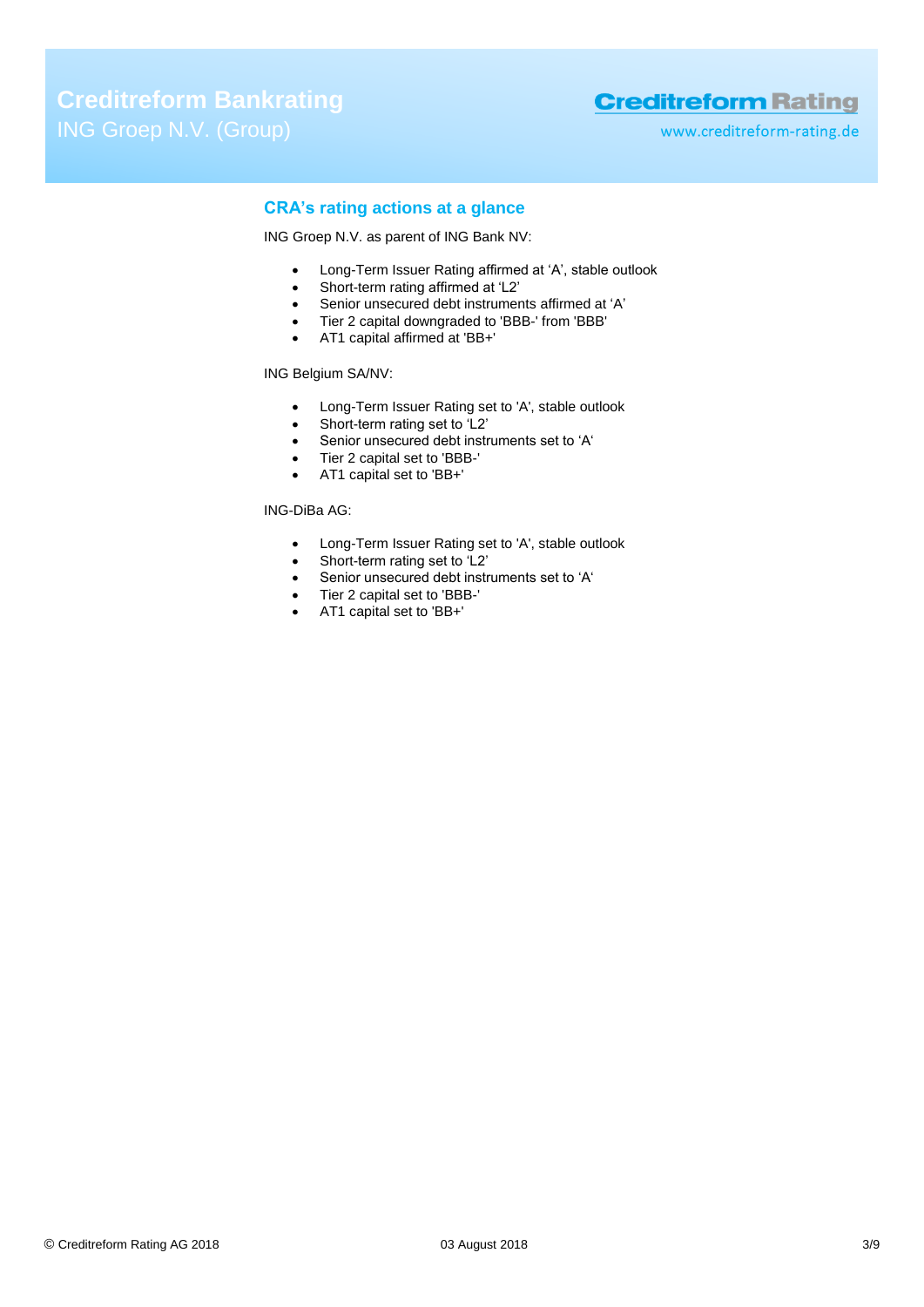## CRA's rating actions at a glance

ING Groep N.V. as parent of ING Bank NV:

- Long-Term Issuer Rating affirmed at 'A', stable outlook
- Short-term rating affirmed at 'L2'
- Senior unsecured debt instruments affirmed at 'A'
- Tier 2 capital downgraded to 'BBB-' from 'BBB'
- AT1 capital affirmed at 'BB+'

ING Belgium SA/NV:

- Long-Term Issuer Rating set to 'A', stable outlook
- Short-term rating set to 'L2'
- Senior unsecured debt instruments set to 'A'
- Tier 2 capital set to 'BBB-'
- AT1 capital set to 'BB+'

ING-DiBa AG:

- Long-Term Issuer Rating set to 'A', stable outlook
- Short-term rating set to 'L2'
- Senior unsecured debt instruments set to 'A'
- Tier 2 capital set to 'BBB-'
- AT1 capital set to 'BB+'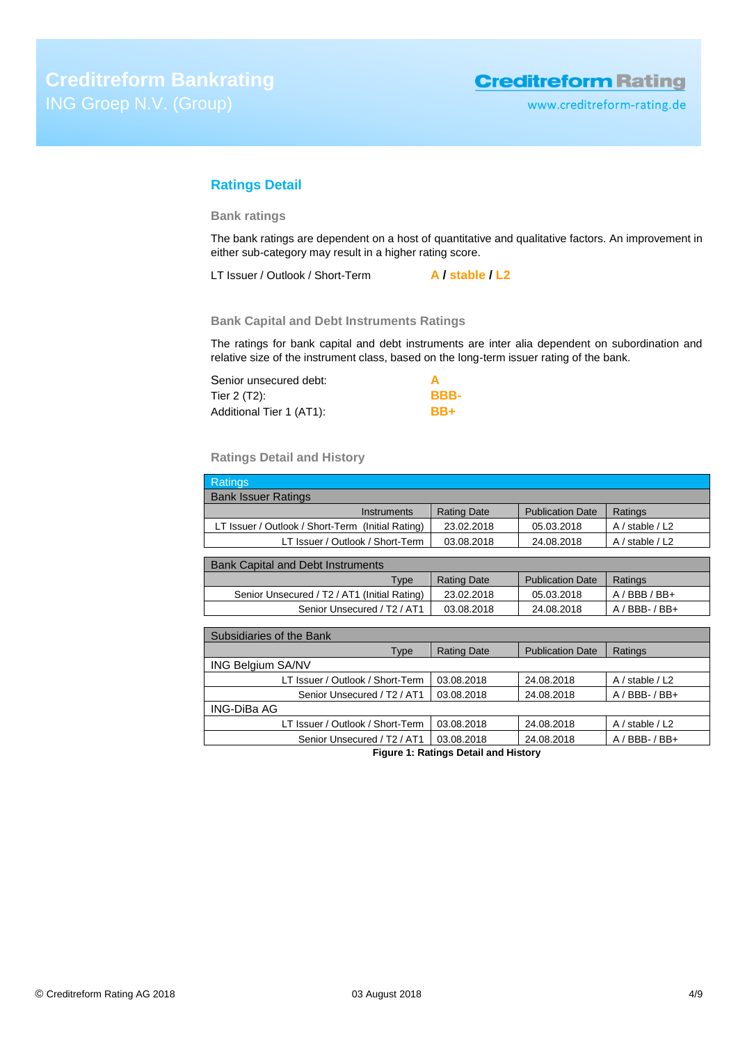## Ratings Detail

### Bank ratings

The bank ratings are dependent on a host of quantitative and qualitative factors. An improvement in either sub-category may result in a higher rating score.

LT Issuer / Outlook / Short-Term **A / stable / L2**

### Bank Capital and Debt Instruments Ratings

The ratings for bank capital and debt instruments are inter alia dependent on subordination and relative size of the instrument class, based on the long-term issuer rating of the bank.

| | |
|---|---|
| Senior unsecured debt: | **A** |
| Tier 2 (T2): | **BBB-** |
| Additional Tier 1 (AT1): | **BB+** |

### Ratings Detail and History

| Ratings | | | |
|---|---|---|---|
| **Bank Issuer Ratings** | | | |
| Instruments | Rating Date | Publication Date | Ratings |
| LT Issuer / Outlook / Short-Term (Initial Rating) | 23.02.2018 | 05.03.2018 | A / stable / L2 |
| LT Issuer / Outlook / Short-Term | 03.08.2018 | 24.08.2018 | A / stable / L2 |
| **Bank Capital and Debt Instruments** | | | |
| Type | Rating Date | Publication Date | Ratings |
| Senior Unsecured / T2 / AT1 (Initial Rating) | 23.02.2018 | 05.03.2018 | A / BBB / BB+ |
| Senior Unsecured / T2 / AT1 | 03.08.2018 | 24.08.2018 | A / BBB- / BB+ |
| **Subsidiaries of the Bank** | | | |
| Type | Rating Date | Publication Date | Ratings |
| ING Belgium SA/NV | | | |
| LT Issuer / Outlook / Short-Term | 03.08.2018 | 24.08.2018 | A / stable / L2 |
| Senior Unsecured / T2 / AT1 | 03.08.2018 | 24.08.2018 | A / BBB- / BB+ |
| ING-DiBa AG | | | |
| LT Issuer / Outlook / Short-Term | 03.08.2018 | 24.08.2018 | A / stable / L2 |
| Senior Unsecured / T2 / AT1 | 03.08.2018 | 24.08.2018 | A / BBB- / BB+ |

**Figure 1: Ratings Detail and History**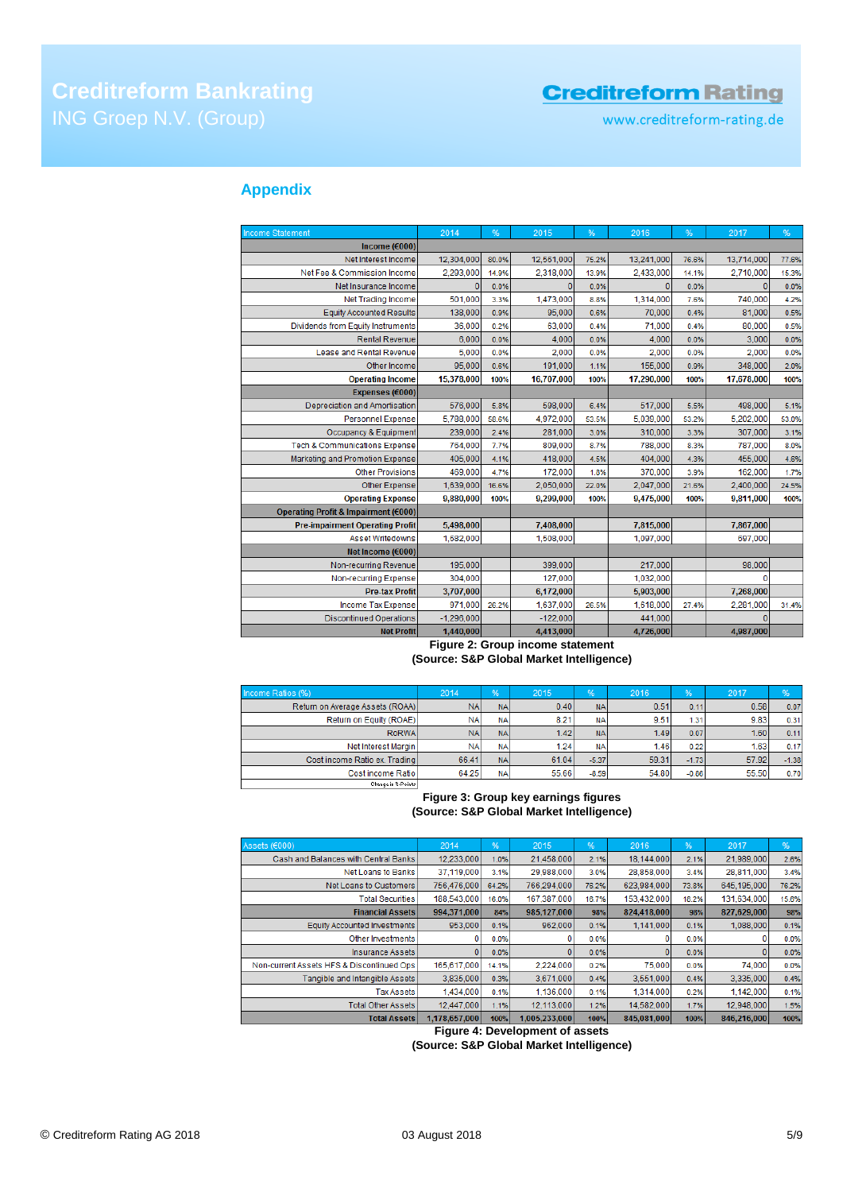## Appendix

| Income Statement | 2014 | % | 2015 | % | 2016 | % | 2017 | % |
|---|---|---|---|---|---|---|---|---|
| **Income (€000)** | | | | | | | | |
| Net Interest Income | 12,304,000 | 80.0% | 12,561,000 | 75.2% | 13,241,000 | 76.6% | 13,714,000 | 77.6% |
| Net Fee & Commission Income | 2,293,000 | 14.9% | 2,318,000 | 13.9% | 2,433,000 | 14.1% | 2,710,000 | 15.3% |
| Net Insurance Income | 0 | 0.0% | 0 | 0.0% | 0 | 0.0% | 0 | 0.0% |
| Net Trading Income | 501,000 | 3.3% | 1,473,000 | 8.8% | 1,314,000 | 7.6% | 740,000 | 4.2% |
| Equity Accounted Results | 138,000 | 0.9% | 95,000 | 0.6% | 70,000 | 0.4% | 81,000 | 0.5% |
| Dividends from Equity Instruments | 36,000 | 0.2% | 63,000 | 0.4% | 71,000 | 0.4% | 80,000 | 0.5% |
| Rental Revenue | 6,000 | 0.0% | 4,000 | 0.0% | 4,000 | 0.0% | 3,000 | 0.0% |
| Lease and Rental Revenue | 5,000 | 0.0% | 2,000 | 0.0% | 2,000 | 0.0% | 2,000 | 0.0% |
| Other Income | 95,000 | 0.6% | 191,000 | 1.1% | 155,000 | 0.9% | 348,000 | 2.0% |
| **Operating Income** | **15,378,000** | **100%** | **16,707,000** | **100%** | **17,290,000** | **100%** | **17,678,000** | **100%** |
| **Expenses (€000)** | | | | | | | | |
| Depreciation and Amortisation | 576,000 | 5.8% | 598,000 | 6.4% | 517,000 | 5.5% | 498,000 | 5.1% |
| Personnel Expense | 5,798,000 | 58.6% | 4,972,000 | 53.5% | 5,039,000 | 53.2% | 5,202,000 | 53.0% |
| Occupancy & Equipment | 239,000 | 2.4% | 281,000 | 3.0% | 310,000 | 3.3% | 307,000 | 3.1% |
| Tech & Communications Expense | 764,000 | 7.7% | 809,000 | 8.7% | 788,000 | 8.3% | 787,000 | 8.0% |
| Marketing and Promotion Expense | 405,000 | 4.1% | 418,000 | 4.5% | 404,000 | 4.3% | 455,000 | 4.6% |
| Other Provisions | 469,000 | 4.7% | 172,000 | 1.8% | 370,000 | 3.9% | 162,000 | 1.7% |
| Other Expense | 1,639,000 | 16.6% | 2,050,000 | 22.0% | 2,047,000 | 21.6% | 2,400,000 | 24.5% |
| **Operating Expense** | **9,880,000** | **100%** | **9,299,000** | **100%** | **9,475,000** | **100%** | **9,811,000** | **100%** |
| **Operating Profit & Impairment (€000)** | | | | | | | | |
| **Pre-impairment Operating Profit** | **5,498,000** | | **7,408,000** | | **7,815,000** | | **7,867,000** | |
| Asset Writedowns | 1,682,000 | | 1,508,000 | | 1,097,000 | | 697,000 | |
| **Net Income (€000)** | | | | | | | | |
| Non-recurring Revenue | 195,000 | | 399,000 | | 217,000 | | 98,000 | |
| Non-recurring Expense | 304,000 | | 127,000 | | 1,032,000 | | 0 | |
| **Pre-tax Profit** | **3,707,000** | | **6,172,000** | | **5,903,000** | | **7,268,000** | |
| Income Tax Expense | 971,000 | 26.2% | 1,637,000 | 26.5% | 1,618,000 | 27.4% | 2,281,000 | 31.4% |
| Discontinued Operations | -1,296,000 | | -122,000 | | 441,000 | | 0 | |
| **Net Profit** | **1,440,000** | | **4,413,000** | | **4,726,000** | | **4,987,000** | |

**Figure 2: Group income statement**
**(Source: S&P Global Market Intelligence)**

| Income Ratios (%) | 2014 | % | 2015 | % | 2016 | % | 2017 | % |
|---|---|---|---|---|---|---|---|---|
| Return on Average Assets (ROAA) | NA | NA | 0.40 | NA | 0.51 | 0.11 | 0.58 | 0.07 |
| Return on Equity (ROAE) | NA | NA | 8.21 | NA | 9.51 | 1.31 | 9.83 | 0.31 |
| RoRWA | NA | NA | 1.42 | NA | 1.49 | 0.07 | 1.60 | 0.11 |
| Net Interest Margin | NA | NA | 1.24 | NA | 1.46 | 0.22 | 1.63 | 0.17 |
| Cost income Ratio ex. Trading | 66.41 | NA | 61.04 | -5.37 | 59.31 | -1.73 | 57.92 | -1.38 |
| Cost income Ratio | 64.25 | NA | 55.66 | -8.59 | 54.80 | -0.86 | 55.50 | 0.70 |
| Change in %-Points | | | | | | | | |

**Figure 3: Group key earnings figures**
**(Source: S&P Global Market Intelligence)**

| Assets (€000) | 2014 | % | 2015 | % | 2016 | % | 2017 | % |
|---|---|---|---|---|---|---|---|---|
| Cash and Balances with Central Banks | 12,233,000 | 1.0% | 21,458,000 | 2.1% | 18,144,000 | 2.1% | 21,989,000 | 2.6% |
| Net Loans to Banks | 37,119,000 | 3.1% | 29,988,000 | 3.0% | 28,858,000 | 3.4% | 28,811,000 | 3.4% |
| Net Loans to Customers | 756,476,000 | 64.2% | 766,294,000 | 76.2% | 623,984,000 | 73.8% | 645,195,000 | 76.2% |
| Total Securities | 188,543,000 | 16.0% | 167,387,000 | 16.7% | 153,432,000 | 18.2% | 131,634,000 | 15.6% |
| **Financial Assets** | **994,371,000** | **84%** | **985,127,000** | **98%** | **824,418,000** | **98%** | **827,629,000** | **98%** |
| Equity Accounted Investments | 953,000 | 0.1% | 962,000 | 0.1% | 1,141,000 | 0.1% | 1,088,000 | 0.1% |
| Other Investments | 0 | 0.0% | 0 | 0.0% | 0 | 0.0% | 0 | 0.0% |
| Insurance Assets | 0 | 0.0% | 0 | 0.0% | 0 | 0.0% | 0 | 0.0% |
| Non-current Assets HFS & Discontinued Ops | 165,617,000 | 14.1% | 2,224,000 | 0.2% | 75,000 | 0.0% | 74,000 | 0.0% |
| Tangible and Intangible Assets | 3,835,000 | 0.3% | 3,671,000 | 0.4% | 3,551,000 | 0.4% | 3,335,000 | 0.4% |
| Tax Assets | 1,434,000 | 0.1% | 1,136,000 | 0.1% | 1,314,000 | 0.2% | 1,142,000 | 0.1% |
| Total Other Assets | 12,447,000 | 1.1% | 12,113,000 | 1.2% | 14,582,000 | 1.7% | 12,948,000 | 1.5% |
| **Total Assets** | **1,178,657,000** | **100%** | **1,005,233,000** | **100%** | **845,081,000** | **100%** | **846,216,000** | **100%** |

**Figure 4: Development of assets**
**(Source: S&P Global Market Intelligence)**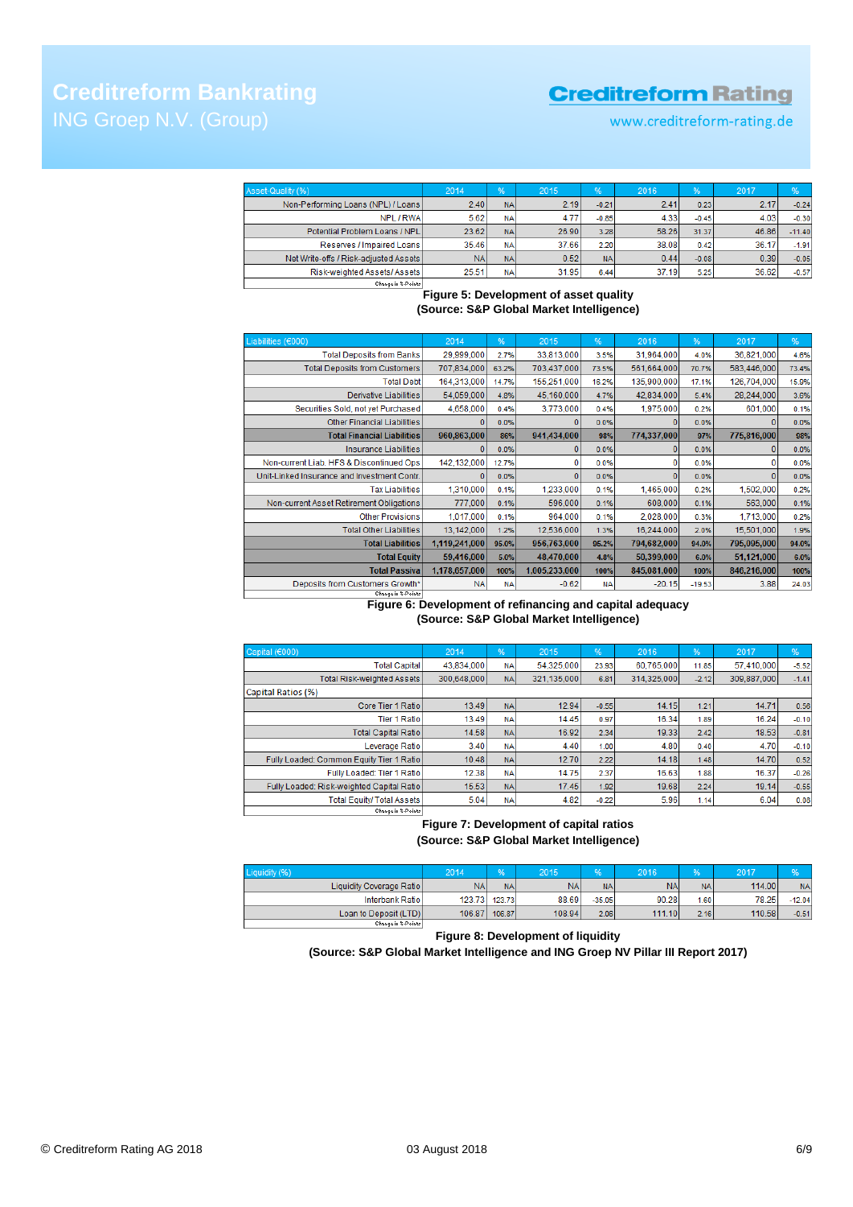| Asset Quality (%) | 2014 | % | 2015 | % | 2016 | % | 2017 | % |
|---|---|---|---|---|---|---|---|---|
| Non-Performing Loans (NPL) / Loans | 2.40 | NA | 2.19 | -0.21 | 2.41 | 0.23 | 2.17 | -0.24 |
| NPL / RWA | 5.62 | NA | 4.77 | -0.85 | 4.33 | -0.45 | 4.03 | -0.30 |
| Potential Problem Loans / NPL | 23.62 | NA | 26.90 | 3.28 | 58.26 | 31.37 | 46.86 | -11.40 |
| Reserves / Impaired Loans | 35.46 | NA | 37.66 | 2.20 | 38.08 | 0.42 | 36.17 | -1.91 |
| Net Write-offs / Risk-adjusted Assets | NA | NA | 0.52 | NA | 0.44 | -0.08 | 0.39 | -0.05 |
| Risk-weighted Assets/ Assets | 25.51 | NA | 31.95 | 6.44 | 37.19 | 5.25 | 36.62 | -0.57 |

Change in %-Points

**Figure 5: Development of asset quality**
**(Source: S&P Global Market Intelligence)**

| Liabilities (€000) | 2014 | % | 2015 | % | 2016 | % | 2017 | % |
|---|---|---|---|---|---|---|---|---|
| Total Deposits from Banks | 29,999,000 | 2.7% | 33,813,000 | 3.5% | 31,964,000 | 4.0% | 36,821,000 | 4.6% |
| Total Deposits from Customers | 707,834,000 | 63.2% | 703,437,000 | 73.5% | 561,664,000 | 70.7% | 583,446,000 | 73.4% |
| Total Debt | 164,313,000 | 14.7% | 155,251,000 | 16.2% | 135,900,000 | 17.1% | 126,704,000 | 15.9% |
| Derivative Liabilities | 54,059,000 | 4.8% | 45,160,000 | 4.7% | 42,834,000 | 5.4% | 28,244,000 | 3.6% |
| Securities Sold, not yet Purchased | 4,658,000 | 0.4% | 3,773,000 | 0.4% | 1,975,000 | 0.2% | 601,000 | 0.1% |
| Other Financial Liabilities | 0 | 0.0% | 0 | 0.0% | 0 | 0.0% | 0 | 0.0% |
| **Total Financial Liabilities** | **960,863,000** | **86%** | **941,434,000** | **98%** | **774,337,000** | **97%** | **775,816,000** | **98%** |
| Insurance Liabilities | 0 | 0.0% | 0 | 0.0% | 0 | 0.0% | 0 | 0.0% |
| Non-current Liab. HFS & Discontinued Ops | 142,132,000 | 12.7% | 0 | 0.0% | 0 | 0.0% | 0 | 0.0% |
| Unit-Linked Insurance and Investment Contr. | 0 | 0.0% | 0 | 0.0% | 0 | 0.0% | 0 | 0.0% |
| Tax Liabilities | 1,310,000 | 0.1% | 1,233,000 | 0.1% | 1,465,000 | 0.2% | 1,502,000 | 0.2% |
| Non-current Asset Retirement Obligations | 777,000 | 0.1% | 596,000 | 0.1% | 608,000 | 0.1% | 583,000 | 0.1% |
| Other Provisions | 1,017,000 | 0.1% | 964,000 | 0.1% | 2,028,000 | 0.3% | 1,713,000 | 0.2% |
| Total Other Liabilities | 13,142,000 | 1.2% | 12,536,000 | 1.3% | 16,244,000 | 2.0% | 15,501,000 | 1.9% |
| **Total Liabilities** | **1,119,241,000** | **95.0%** | **956,763,000** | **95.2%** | **794,682,000** | **94.0%** | **795,095,000** | **94.0%** |
| **Total Equity** | **59,416,000** | **5.0%** | **48,470,000** | **4.8%** | **50,399,000** | **6.0%** | **51,121,000** | **6.0%** |
| **Total Passiva** | **1,178,657,000** | **100%** | **1,005,233,000** | **100%** | **845,081,000** | **100%** | **846,216,000** | **100%** |
| Deposits from Customers Growth* | NA | NA | -0.62 | NA | -20.15 | -19.53 | 3.88 | 24.03 |

*Change in %-Points

**Figure 6: Development of refinancing and capital adequacy**
**(Source: S&P Global Market Intelligence)**

| Capital (€000) | 2014 | % | 2015 | % | 2016 | % | 2017 | % |
|---|---|---|---|---|---|---|---|---|
| Total Capital | 43,834,000 | NA | 54,325,000 | 23.93 | 60,765,000 | 11.85 | 57,410,000 | -5.52 |
| Total Risk-weighted Assets | 300,648,000 | NA | 321,135,000 | 6.81 | 314,325,000 | -2.12 | 309,887,000 | -1.41 |
| Capital Ratios (%) | | | | | | | | |
| Core Tier 1 Ratio | 13.49 | NA | 12.94 | -0.55 | 14.15 | 1.21 | 14.71 | 0.56 |
| Tier 1 Ratio | 13.49 | NA | 14.45 | 0.97 | 16.34 | 1.89 | 16.24 | -0.10 |
| Total Capital Ratio | 14.58 | NA | 16.92 | 2.34 | 19.33 | 2.42 | 18.53 | -0.81 |
| Leverage Ratio | 3.40 | NA | 4.40 | 1.00 | 4.80 | 0.40 | 4.70 | -0.10 |
| Fully Loaded: Common Equity Tier 1 Ratio | 10.48 | NA | 12.70 | 2.22 | 14.18 | 1.48 | 14.70 | 0.52 |
| Fully Loaded: Tier 1 Ratio | 12.38 | NA | 14.75 | 2.37 | 16.63 | 1.88 | 16.37 | -0.26 |
| Fully Loaded: Risk-weighted Capital Ratio | 15.53 | NA | 17.45 | 1.92 | 19.68 | 2.24 | 19.14 | -0.55 |
| Total Equity/ Total Assets | 5.04 | NA | 4.82 | -0.22 | 5.96 | 1.14 | 6.04 | 0.08 |

Change in %-Points

**Figure 7: Development of capital ratios**
**(Source: S&P Global Market Intelligence)**

| Liquidity (%) | 2014 | % | 2015 | % | 2016 | % | 2017 | % |
|---|---|---|---|---|---|---|---|---|
| Liquidity Coverage Ratio | NA | NA | NA | NA | NA | NA | 114.00 | NA |
| Interbank Ratio | 123.73 | 123.73 | 88.69 | -35.05 | 90.28 | 1.60 | 78.25 | -12.04 |
| Loan to Deposit (LTD) | 106.87 | 106.87 | 108.94 | 2.08 | 111.10 | 2.16 | 110.58 | -0.51 |

Change in %-Points

**Figure 8: Development of liquidity**
**(Source: S&P Global Market Intelligence and ING Groep NV Pillar III Report 2017)**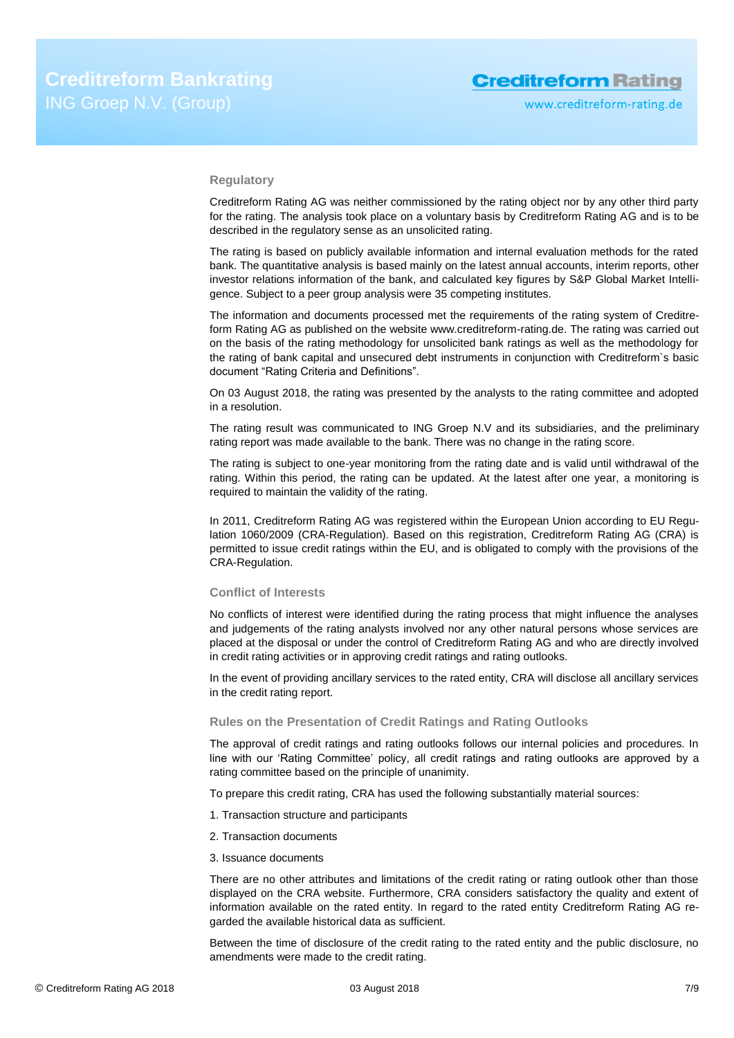## Regulatory

Creditreform Rating AG was neither commissioned by the rating object nor by any other third party for the rating. The analysis took place on a voluntary basis by Creditreform Rating AG and is to be described in the regulatory sense as an unsolicited rating.

The rating is based on publicly available information and internal evaluation methods for the rated bank. The quantitative analysis is based mainly on the latest annual accounts, interim reports, other investor relations information of the bank, and calculated key figures by S&P Global Market Intelligence. Subject to a peer group analysis were 35 competing institutes.

The information and documents processed met the requirements of the rating system of Creditreform Rating AG as published on the website www.creditreform-rating.de. The rating was carried out on the basis of the rating methodology for unsolicited bank ratings as well as the methodology for the rating of bank capital and unsecured debt instruments in conjunction with Creditreform`s basic document "Rating Criteria and Definitions".

On 03 August 2018, the rating was presented by the analysts to the rating committee and adopted in a resolution.

The rating result was communicated to ING Groep N.V and its subsidiaries, and the preliminary rating report was made available to the bank. There was no change in the rating score.

The rating is subject to one-year monitoring from the rating date and is valid until withdrawal of the rating. Within this period, the rating can be updated. At the latest after one year, a monitoring is required to maintain the validity of the rating.

In 2011, Creditreform Rating AG was registered within the European Union according to EU Regulation 1060/2009 (CRA-Regulation). Based on this registration, Creditreform Rating AG (CRA) is permitted to issue credit ratings within the EU, and is obligated to comply with the provisions of the CRA-Regulation.

## Conflict of Interests

No conflicts of interest were identified during the rating process that might influence the analyses and judgements of the rating analysts involved nor any other natural persons whose services are placed at the disposal or under the control of Creditreform Rating AG and who are directly involved in credit rating activities or in approving credit ratings and rating outlooks.

In the event of providing ancillary services to the rated entity, CRA will disclose all ancillary services in the credit rating report.

## Rules on the Presentation of Credit Ratings and Rating Outlooks

The approval of credit ratings and rating outlooks follows our internal policies and procedures. In line with our 'Rating Committee' policy, all credit ratings and rating outlooks are approved by a rating committee based on the principle of unanimity.

To prepare this credit rating, CRA has used the following substantially material sources:

1. Transaction structure and participants
2. Transaction documents
3. Issuance documents

There are no other attributes and limitations of the credit rating or rating outlook other than those displayed on the CRA website. Furthermore, CRA considers satisfactory the quality and extent of information available on the rated entity. In regard to the rated entity Creditreform Rating AG regarded the available historical data as sufficient.

Between the time of disclosure of the credit rating to the rated entity and the public disclosure, no amendments were made to the credit rating.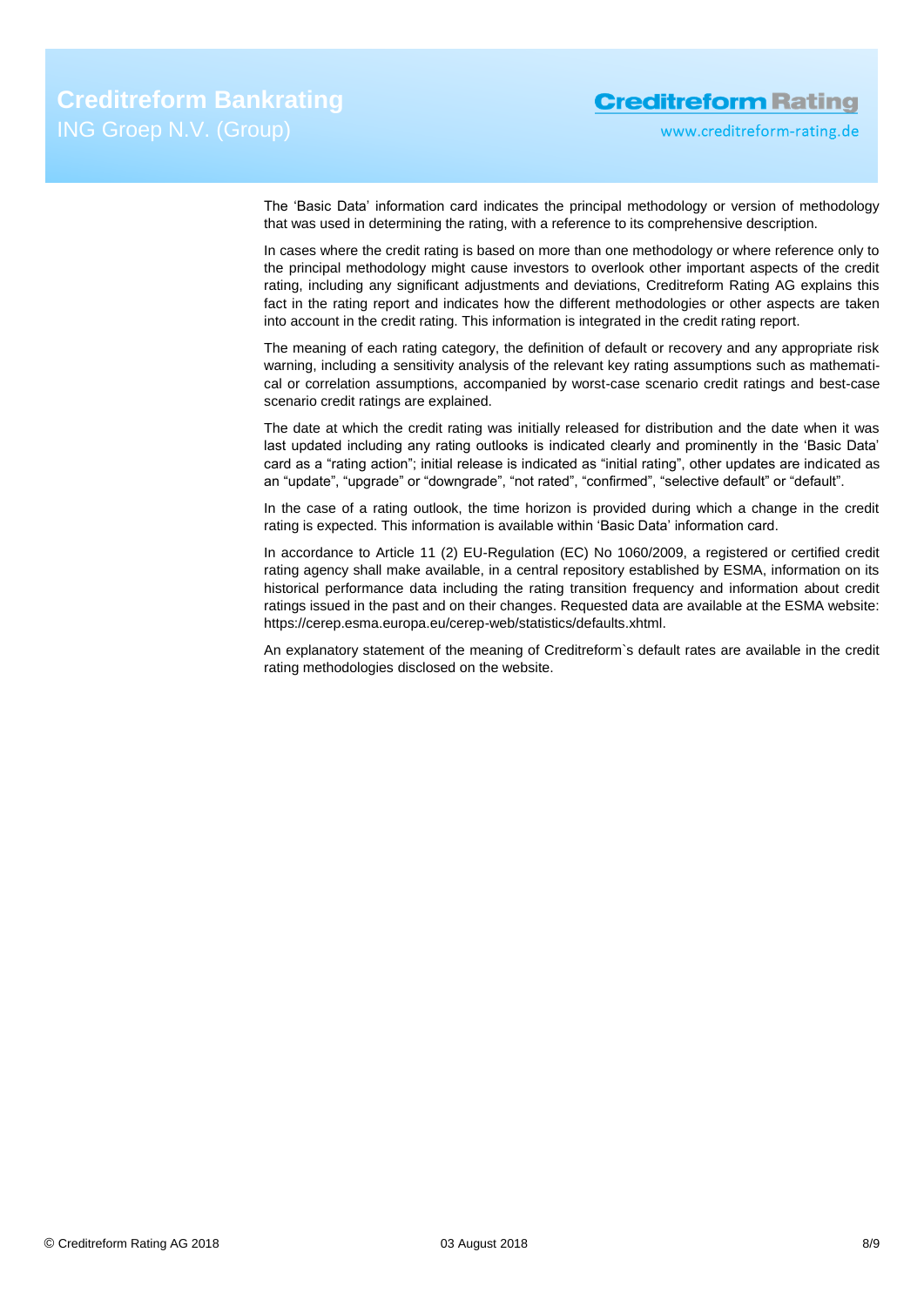The 'Basic Data' information card indicates the principal methodology or version of methodology that was used in determining the rating, with a reference to its comprehensive description.

In cases where the credit rating is based on more than one methodology or where reference only to the principal methodology might cause investors to overlook other important aspects of the credit rating, including any significant adjustments and deviations, Creditreform Rating AG explains this fact in the rating report and indicates how the different methodologies or other aspects are taken into account in the credit rating. This information is integrated in the credit rating report.

The meaning of each rating category, the definition of default or recovery and any appropriate risk warning, including a sensitivity analysis of the relevant key rating assumptions such as mathematical or correlation assumptions, accompanied by worst-case scenario credit ratings and best-case scenario credit ratings are explained.

The date at which the credit rating was initially released for distribution and the date when it was last updated including any rating outlooks is indicated clearly and prominently in the 'Basic Data' card as a "rating action"; initial release is indicated as "initial rating", other updates are indicated as an "update", "upgrade" or "downgrade", "not rated", "confirmed", "selective default" or "default".

In the case of a rating outlook, the time horizon is provided during which a change in the credit rating is expected. This information is available within 'Basic Data' information card.

In accordance to Article 11 (2) EU-Regulation (EC) No 1060/2009, a registered or certified credit rating agency shall make available, in a central repository established by ESMA, information on its historical performance data including the rating transition frequency and information about credit ratings issued in the past and on their changes. Requested data are available at the ESMA website: https://cerep.esma.europa.eu/cerep-web/statistics/defaults.xhtml.

An explanatory statement of the meaning of Creditreform`s default rates are available in the credit rating methodologies disclosed on the website.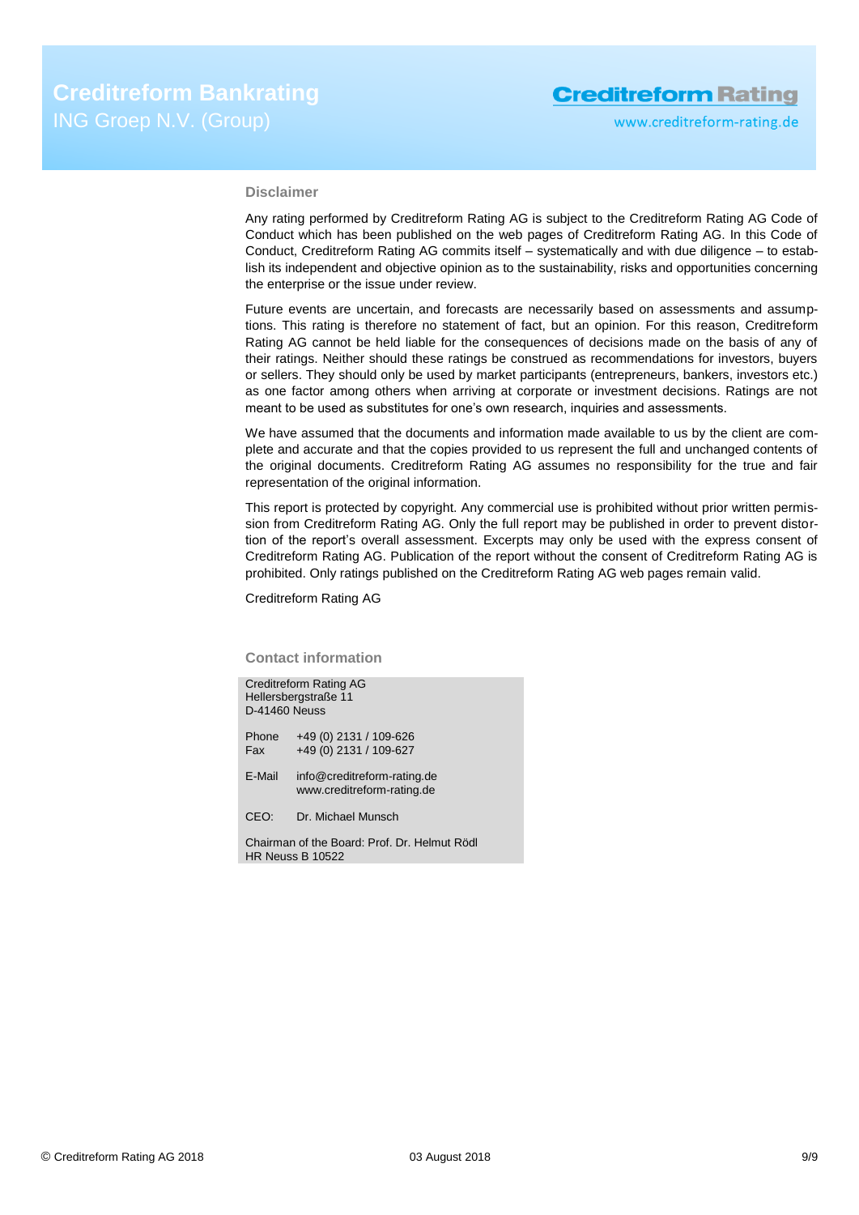## Disclaimer

Any rating performed by Creditreform Rating AG is subject to the Creditreform Rating AG Code of Conduct which has been published on the web pages of Creditreform Rating AG. In this Code of Conduct, Creditreform Rating AG commits itself – systematically and with due diligence – to establish its independent and objective opinion as to the sustainability, risks and opportunities concerning the enterprise or the issue under review.

Future events are uncertain, and forecasts are necessarily based on assessments and assumptions. This rating is therefore no statement of fact, but an opinion. For this reason, Creditreform Rating AG cannot be held liable for the consequences of decisions made on the basis of any of their ratings. Neither should these ratings be construed as recommendations for investors, buyers or sellers. They should only be used by market participants (entrepreneurs, bankers, investors etc.) as one factor among others when arriving at corporate or investment decisions. Ratings are not meant to be used as substitutes for one's own research, inquiries and assessments.

We have assumed that the documents and information made available to us by the client are complete and accurate and that the copies provided to us represent the full and unchanged contents of the original documents. Creditreform Rating AG assumes no responsibility for the true and fair representation of the original information.

This report is protected by copyright. Any commercial use is prohibited without prior written permission from Creditreform Rating AG. Only the full report may be published in order to prevent distortion of the report's overall assessment. Excerpts may only be used with the express consent of Creditreform Rating AG. Publication of the report without the consent of Creditreform Rating AG is prohibited. Only ratings published on the Creditreform Rating AG web pages remain valid.

Creditreform Rating AG

## Contact information

Creditreform Rating AG
Hellersbergstraße 11
D-41460 Neuss

Phone +49 (0) 2131 / 109-626
Fax +49 (0) 2131 / 109-627

E-Mail info@creditreform-rating.de
www.creditreform-rating.de

CEO: Dr. Michael Munsch

Chairman of the Board: Prof. Dr. Helmut Rödl
HR Neuss B 10522